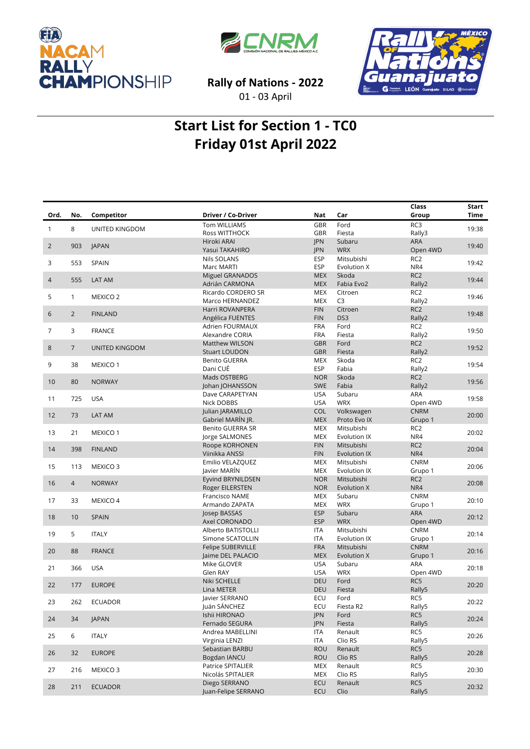**Rally of Nations - 2022**

01 - 03 April

# Start List for Section 1 - TC0
# Friday 01st April 2022

| Ord. | No. | Competitor | Driver / Co-Driver | Nat | Car | Class Group | Start Time |
|---|---|---|---|---|---|---|---|
| 1 | 8 | UNITED KINGDOM | Tom WILLIAMS<br>Ross WITTHOCK | GBR<br>GBR | Ford<br>Fiesta | RC3<br>Rally3 | 19:38 |
| 2 | 903 | JAPAN | Hiroki ARAI<br>Yasui TAKAHIRO | JPN<br>JPN | Subaru<br>WRX | ARA<br>Open 4WD | 19:40 |
| 3 | 553 | SPAIN | Nils SOLANS<br>Marc MARTI | ESP<br>ESP | Mitsubishi<br>Evolution X | RC2<br>NR4 | 19:42 |
| 4 | 555 | LAT AM | Miguel GRANADOS<br>Adrián CARMONA | MEX<br>MEX | Skoda<br>Fabia Evo2 | RC2<br>Rally2 | 19:44 |
| 5 | 1 | MEXICO 2 | Ricardo CORDERO SR<br>Marco HERNANDEZ | MEX<br>MEX | Citroen<br>C3 | RC2<br>Rally2 | 19:46 |
| 6 | 2 | FINLAND | Harri ROVANPERA<br>Angélica FUENTES | FIN<br>FIN | Citroen<br>DS3 | RC2<br>Rally2 | 19:48 |
| 7 | 3 | FRANCE | Adrien FOURMAUX<br>Alexandre CORIA | FRA<br>FRA | Ford<br>Fiesta | RC2<br>Rally2 | 19:50 |
| 8 | 7 | UNITED KINGDOM | Matthew WILSON<br>Stuart LOUDON | GBR<br>GBR | Ford<br>Fiesta | RC2<br>Rally2 | 19:52 |
| 9 | 38 | MEXICO 1 | Benito GUERRA<br>Dani CUÉ | MEX<br>ESP | Skoda<br>Fabia | RC2<br>Rally2 | 19:54 |
| 10 | 80 | NORWAY | Mads OSTBERG<br>Johan JOHANSSON | NOR<br>SWE | Skoda<br>Fabia | RC2<br>Rally2 | 19:56 |
| 11 | 725 | USA | Dave CARAPETYAN<br>Nick DOBBS | USA<br>USA | Subaru<br>WRX | ARA<br>Open 4WD | 19:58 |
| 12 | 73 | LAT AM | Julian JARAMILLO<br>Gabriel MARÍN JR. | COL<br>MEX | Volkswagen<br>Proto Evo IX | CNRM<br>Grupo 1 | 20:00 |
| 13 | 21 | MEXICO 1 | Benito GUERRA SR<br>Jorge SALMONES | MEX<br>MEX | Mitsubishi<br>Evolution IX | RC2<br>NR4 | 20:02 |
| 14 | 398 | FINLAND | Roope KORHONEN<br>Viinikka ANSSI | FIN<br>FIN | Mitsubishi<br>Evolution IX | RC2<br>NR4 | 20:04 |
| 15 | 113 | MEXICO 3 | Emilio VELAZQUEZ<br>Javier MARÍN | MEX<br>MEX | Mitsubishi<br>Evolution IX | CNRM<br>Grupo 1 | 20:06 |
| 16 | 4 | NORWAY | Eyvind BRYNILDSEN<br>Roger EILERSTEN | NOR<br>NOR | Mitsubishi<br>Evolution X | RC2<br>NR4 | 20:08 |
| 17 | 33 | MEXICO 4 | Francisco NAME<br>Armando ZAPATA | MEX<br>MEX | Subaru<br>WRX | CNRM<br>Grupo 1 | 20:10 |
| 18 | 10 | SPAIN | Josep BASSAS<br>Axel CORONADO | ESP<br>ESP | Subaru<br>WRX | ARA<br>Open 4WD | 20:12 |
| 19 | 5 | ITALY | Alberto BATISTOLLI<br>Simone SCATOLLIN | ITA<br>ITA | Mitsubishi<br>Evolution IX | CNRM<br>Grupo 1 | 20:14 |
| 20 | 88 | FRANCE | Felipe SUBERVILLE<br>Jaime DEL PALACIO | FRA<br>MEX | Mitsubishi<br>Evolution X | CNRM<br>Grupo 1 | 20:16 |
| 21 | 366 | USA | Mike GLOVER<br>Glen RAY | USA<br>USA | Subaru<br>WRX | ARA<br>Open 4WD | 20:18 |
| 22 | 177 | EUROPE | Niki SCHELLE<br>Lina METER | DEU<br>DEU | Ford<br>Fiesta | RC5<br>Rally5 | 20:20 |
| 23 | 262 | ECUADOR | Javier SERRANO<br>Juán SÁNCHEZ | ECU<br>ECU | Ford<br>Fiesta R2 | RC5<br>Rally5 | 20:22 |
| 24 | 34 | JAPAN | Ishii HIRONAO<br>Fernado SEGURA | JPN<br>JPN | Ford<br>Fiesta | RC5<br>Rally5 | 20:24 |
| 25 | 6 | ITALY | Andrea MABELLINI<br>Virginia LENZI | ITA<br>ITA | Renault<br>Clio RS | RC5<br>Rally5 | 20:26 |
| 26 | 32 | EUROPE | Sebastian BARBU<br>Bogdan IANCU | ROU<br>ROU | Renault<br>Clio RS | RC5<br>Rally5 | 20:28 |
| 27 | 216 | MEXICO 3 | Patrice SPITALIER<br>Nicolás SPITALIER | MEX<br>MEX | Renault<br>Clio RS | RC5<br>Rally5 | 20:30 |
| 28 | 211 | ECUADOR | Diego SERRANO<br>Juan-Felipe SERRANO | ECU<br>ECU | Renault<br>Clio | RC5<br>Rally5 | 20:32 |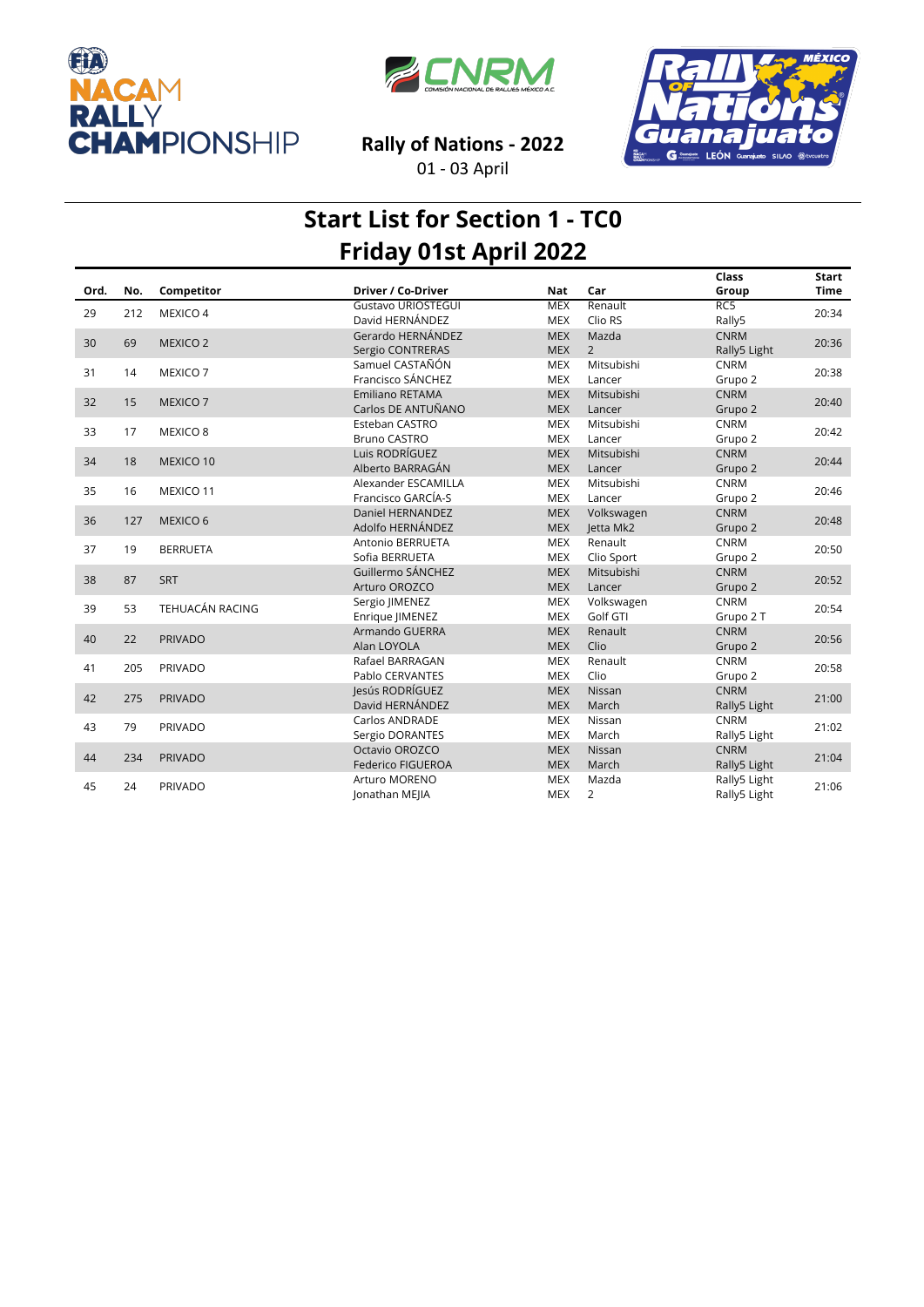Rally of Nations - 2022

01 - 03 April

# Start List for Section 1 - TC0

# Friday 01st April 2022

| Ord. | No. | Competitor | Driver / Co-Driver | Nat | Car | Class Group | Start Time |
|---|---|---|---|---|---|---|---|
| 29 | 212 | MEXICO 4 | Gustavo URIOSTEGUI<br>David HERNÁNDEZ | MEX<br>MEX | Renault<br>Clio RS | RC5<br>Rally5 | 20:34 |
| 30 | 69 | MEXICO 2 | Gerardo HERNÁNDEZ<br>Sergio CONTRERAS | MEX<br>MEX | Mazda<br>2 | CNRM<br>Rally5 Light | 20:36 |
| 31 | 14 | MEXICO 7 | Samuel CASTAÑÓN<br>Francisco SÁNCHEZ | MEX<br>MEX | Mitsubishi<br>Lancer | CNRM<br>Grupo 2 | 20:38 |
| 32 | 15 | MEXICO 7 | Emiliano RETAMA<br>Carlos DE ANTUÑANO | MEX<br>MEX | Mitsubishi<br>Lancer | CNRM<br>Grupo 2 | 20:40 |
| 33 | 17 | MEXICO 8 | Esteban CASTRO<br>Bruno CASTRO | MEX<br>MEX | Mitsubishi<br>Lancer | CNRM<br>Grupo 2 | 20:42 |
| 34 | 18 | MEXICO 10 | Luis RODRÍGUEZ<br>Alberto BARRAGÁN | MEX<br>MEX | Mitsubishi<br>Lancer | CNRM<br>Grupo 2 | 20:44 |
| 35 | 16 | MEXICO 11 | Alexander ESCAMILLA<br>Francisco GARCÍA-S | MEX<br>MEX | Mitsubishi<br>Lancer | CNRM<br>Grupo 2 | 20:46 |
| 36 | 127 | MEXICO 6 | Daniel HERNANDEZ<br>Adolfo HERNÁNDEZ | MEX<br>MEX | Volkswagen<br>Jetta Mk2 | CNRM<br>Grupo 2 | 20:48 |
| 37 | 19 | BERRUETA | Antonio BERRUETA<br>Sofia BERRUETA | MEX<br>MEX | Renault<br>Clio Sport | CNRM<br>Grupo 2 | 20:50 |
| 38 | 87 | SRT | Guillermo SÁNCHEZ<br>Arturo OROZCO | MEX<br>MEX | Mitsubishi<br>Lancer | CNRM<br>Grupo 2 | 20:52 |
| 39 | 53 | TEHUACÁN RACING | Sergio JIMENEZ<br>Enrique JIMENEZ | MEX<br>MEX | Volkswagen<br>Golf GTI | CNRM<br>Grupo 2 T | 20:54 |
| 40 | 22 | PRIVADO | Armando GUERRA<br>Alan LOYOLA | MEX<br>MEX | Renault<br>Clio | CNRM<br>Grupo 2 | 20:56 |
| 41 | 205 | PRIVADO | Rafael BARRAGAN<br>Pablo CERVANTES | MEX<br>MEX | Renault<br>Clio | CNRM<br>Grupo 2 | 20:58 |
| 42 | 275 | PRIVADO | Jesús RODRÍGUEZ<br>David HERNÁNDEZ | MEX<br>MEX | Nissan<br>March | CNRM<br>Rally5 Light | 21:00 |
| 43 | 79 | PRIVADO | Carlos ANDRADE<br>Sergio DORANTES | MEX<br>MEX | Nissan<br>March | CNRM<br>Rally5 Light | 21:02 |
| 44 | 234 | PRIVADO | Octavio OROZCO<br>Federico FIGUEROA | MEX<br>MEX | Nissan<br>March | CNRM<br>Rally5 Light | 21:04 |
| 45 | 24 | PRIVADO | Arturo MORENO<br>Jonathan MEJIA | MEX<br>MEX | Mazda<br>2 | Rally5 Light<br>Rally5 Light | 21:06 |